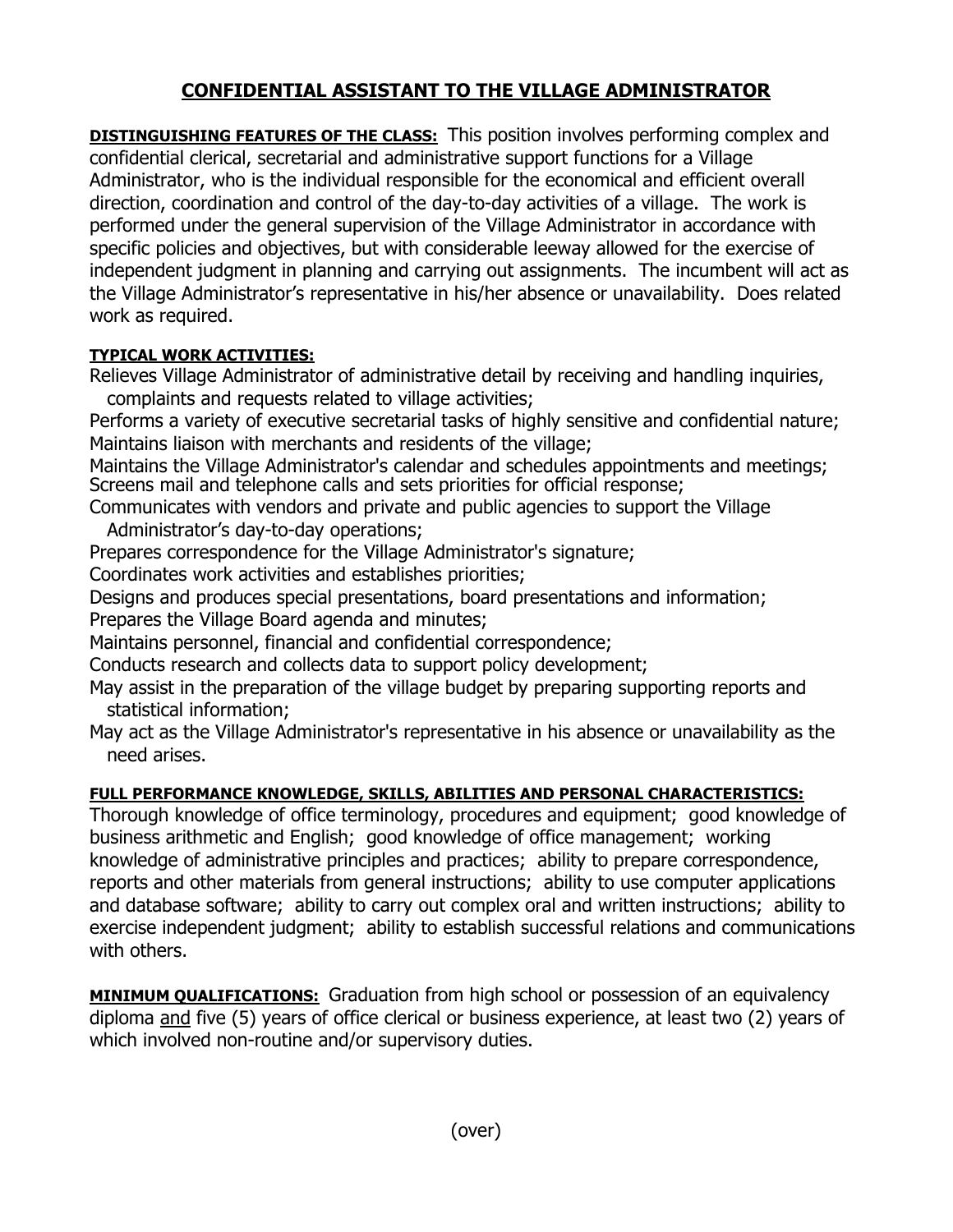# CONFIDENTIAL ASSISTANT TO THE VILLAGE ADMINISTRATOR

**DISTINGUISHING FEATURES OF THE CLASS:** This position involves performing complex and confidential clerical, secretarial and administrative support functions for a Village Administrator, who is the individual responsible for the economical and efficient overall direction, coordination and control of the day-to-day activities of a village. The work is performed under the general supervision of the Village Administrator in accordance with specific policies and objectives, but with considerable leeway allowed for the exercise of independent judgment in planning and carrying out assignments. The incumbent will act as the Village Administrator's representative in his/her absence or unavailability. Does related work as required.

**TYPICAL WORK ACTIVITIES:**

Relieves Village Administrator of administrative detail by receiving and handling inquiries, complaints and requests related to village activities;
Performs a variety of executive secretarial tasks of highly sensitive and confidential nature;
Maintains liaison with merchants and residents of the village;
Maintains the Village Administrator's calendar and schedules appointments and meetings;
Screens mail and telephone calls and sets priorities for official response;
Communicates with vendors and private and public agencies to support the Village Administrator's day-to-day operations;
Prepares correspondence for the Village Administrator's signature;
Coordinates work activities and establishes priorities;
Designs and produces special presentations, board presentations and information;
Prepares the Village Board agenda and minutes;
Maintains personnel, financial and confidential correspondence;
Conducts research and collects data to support policy development;
May assist in the preparation of the village budget by preparing supporting reports and statistical information;
May act as the Village Administrator's representative in his absence or unavailability as the need arises.

**FULL PERFORMANCE KNOWLEDGE, SKILLS, ABILITIES AND PERSONAL CHARACTERISTICS:**
Thorough knowledge of office terminology, procedures and equipment; good knowledge of business arithmetic and English; good knowledge of office management; working knowledge of administrative principles and practices; ability to prepare correspondence, reports and other materials from general instructions; ability to use computer applications and database software; ability to carry out complex oral and written instructions; ability to exercise independent judgment; ability to establish successful relations and communications with others.

**MINIMUM QUALIFICATIONS:** Graduation from high school or possession of an equivalency diploma and five (5) years of office clerical or business experience, at least two (2) years of which involved non-routine and/or supervisory duties.

(over)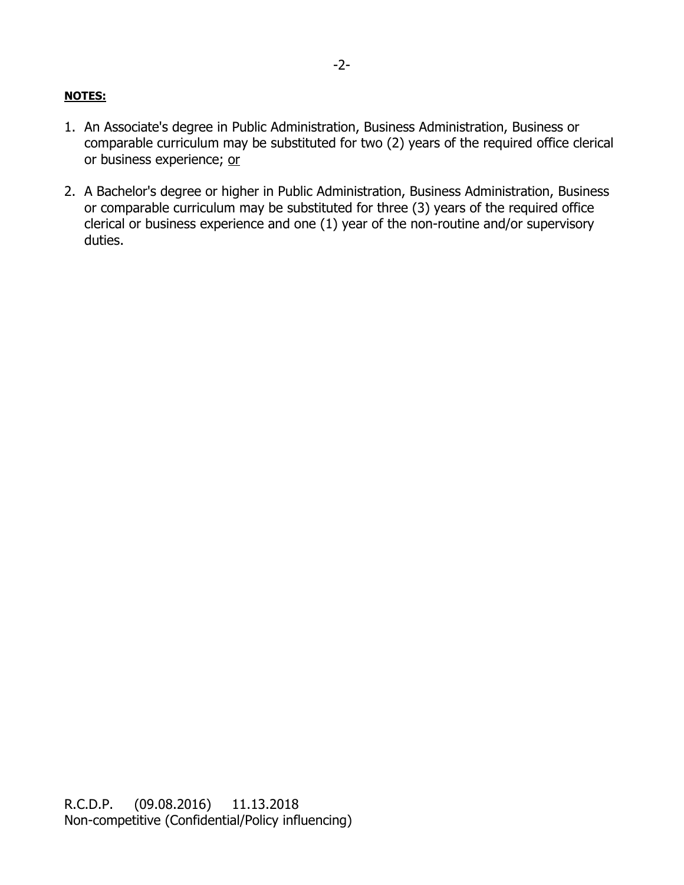**NOTES:**

1. An Associate's degree in Public Administration, Business Administration, Business or comparable curriculum may be substituted for two (2) years of the required office clerical or business experience; <u>or</u>

2. A Bachelor's degree or higher in Public Administration, Business Administration, Business or comparable curriculum may be substituted for three (3) years of the required office clerical or business experience and one (1) year of the non-routine and/or supervisory duties.

R.C.D.P. (09.08.2016) 11.13.2018
Non-competitive (Confidential/Policy influencing)